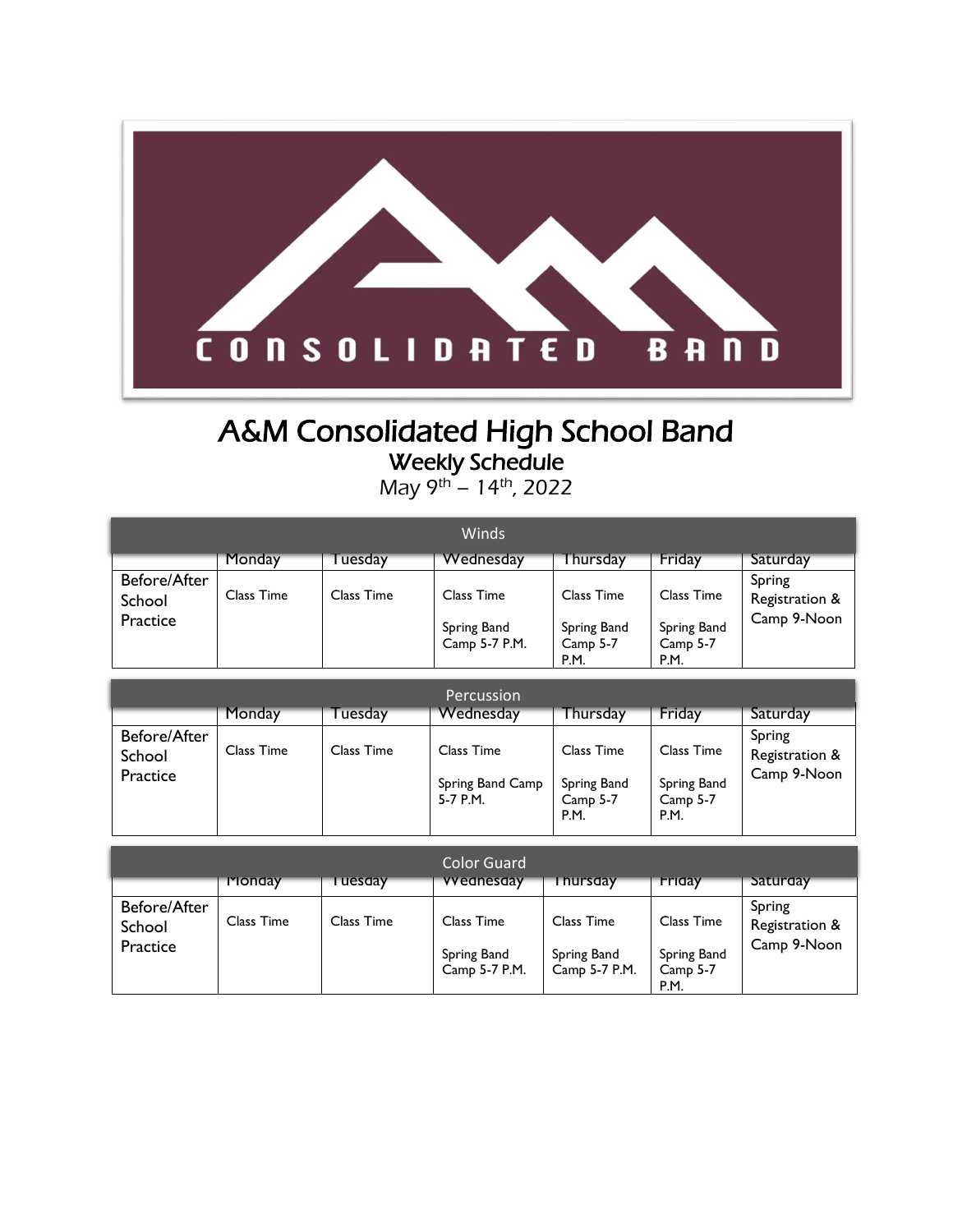CONSOLIDATED BAND

# A&M Consolidated High School Band

## Weekly Schedule

May 9th – 14th, 2022

| Winds | | | | | | |
|---|---|---|---|---|---|---|
| | Monday | Tuesday | Wednesday | Thursday | Friday | Saturday |
| Before/After School Practice | Class Time | Class Time | Class Time<br><br>Spring Band Camp 5-7 P.M. | Class Time<br><br>Spring Band Camp 5-7 P.M. | Class Time<br><br>Spring Band Camp 5-7 P.M. | Spring Registration & Camp 9-Noon |

| Percussion | | | | | | |
|---|---|---|---|---|---|---|
| | Monday | Tuesday | Wednesday | Thursday | Friday | Saturday |
| Before/After School Practice | Class Time | Class Time | Class Time<br><br>Spring Band Camp 5-7 P.M. | Class Time<br><br>Spring Band Camp 5-7 P.M. | Class Time<br><br>Spring Band Camp 5-7 P.M. | Spring Registration & Camp 9-Noon |

| Color Guard | | | | | | |
|---|---|---|---|---|---|---|
| | Monday | Tuesday | Wednesday | Thursday | Friday | Saturday |
| Before/After School Practice | Class Time | Class Time | Class Time<br><br>Spring Band Camp 5-7 P.M. | Class Time<br><br>Spring Band Camp 5-7 P.M. | Class Time<br><br>Spring Band Camp 5-7 P.M. | Spring Registration & Camp 9-Noon |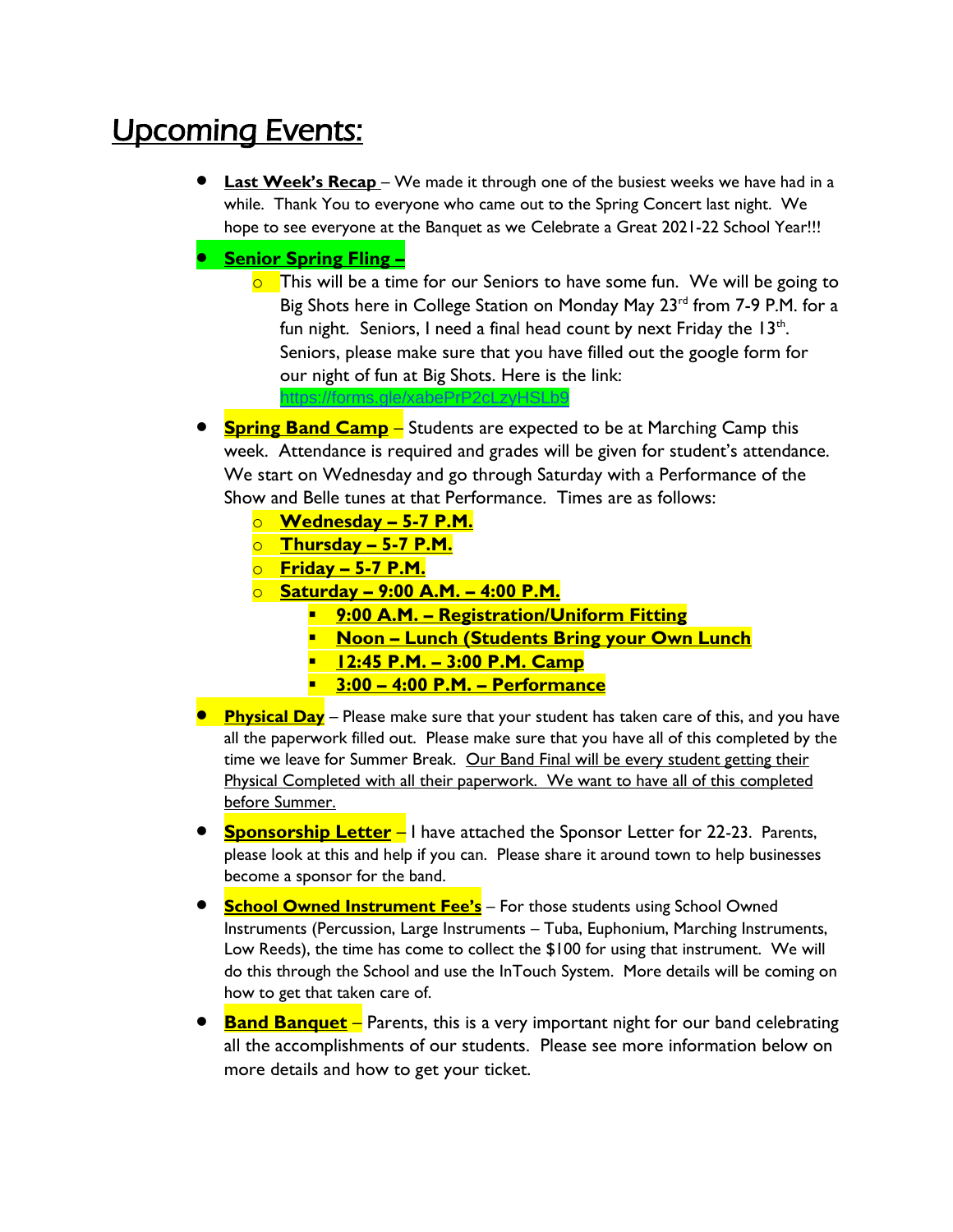# Upcoming Events:

- **Last Week's Recap** – We made it through one of the busiest weeks we have had in a while. Thank You to everyone who came out to the Spring Concert last night. We hope to see everyone at the Banquet as we Celebrate a Great 2021-22 School Year!!!
- **Senior Spring Fling –**
  - This will be a time for our Seniors to have some fun. We will be going to Big Shots here in College Station on Monday May 23rd from 7-9 P.M. for a fun night. Seniors, I need a final head count by next Friday the 13th. Seniors, please make sure that you have filled out the google form for our night of fun at Big Shots. Here is the link: https://forms.gle/xabePrP2cLzyHSLb9
- **Spring Band Camp** – Students are expected to be at Marching Camp this week. Attendance is required and grades will be given for student's attendance. We start on Wednesday and go through Saturday with a Performance of the Show and Belle tunes at that Performance. Times are as follows:
  - **Wednesday – 5-7 P.M.**
  - **Thursday – 5-7 P.M.**
  - **Friday – 5-7 P.M.**
  - **Saturday – 9:00 A.M. – 4:00 P.M.**
    - **9:00 A.M. – Registration/Uniform Fitting**
    - **Noon – Lunch (Students Bring your Own Lunch**
    - **12:45 P.M. – 3:00 P.M. Camp**
    - **3:00 – 4:00 P.M. – Performance**
- **Physical Day** – Please make sure that your student has taken care of this, and you have all the paperwork filled out. Please make sure that you have all of this completed by the time we leave for Summer Break. Our Band Final will be every student getting their Physical Completed with all their paperwork. We want to have all of this completed before Summer.
- **Sponsorship Letter** – I have attached the Sponsor Letter for 22-23. Parents, please look at this and help if you can. Please share it around town to help businesses become a sponsor for the band.
- **School Owned Instrument Fee's** – For those students using School Owned Instruments (Percussion, Large Instruments – Tuba, Euphonium, Marching Instruments, Low Reeds), the time has come to collect the $100 for using that instrument. We will do this through the School and use the InTouch System. More details will be coming on how to get that taken care of.
- **Band Banquet** – Parents, this is a very important night for our band celebrating all the accomplishments of our students. Please see more information below on more details and how to get your ticket.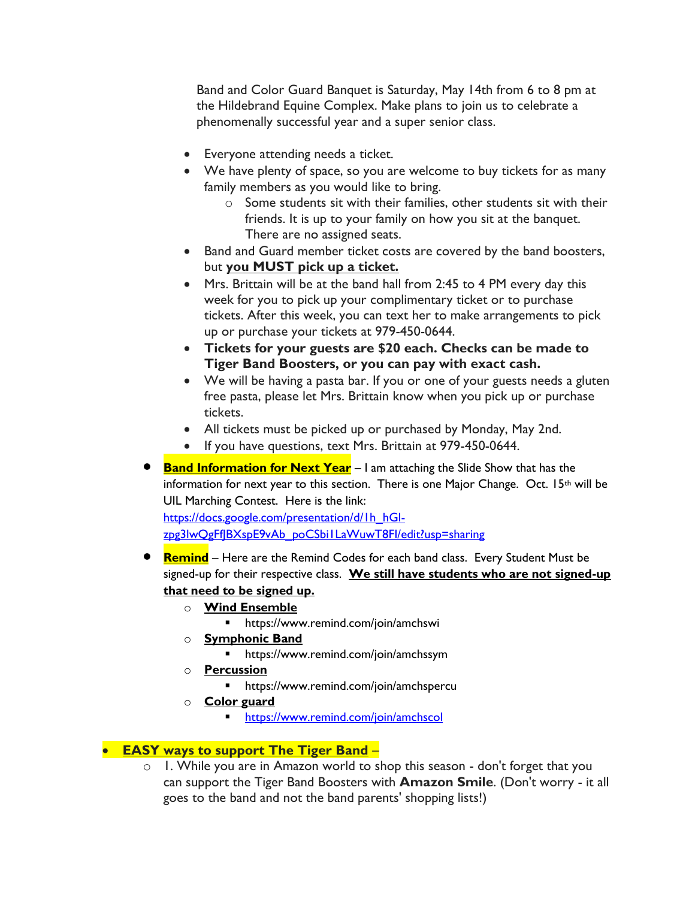Band and Color Guard Banquet is Saturday, May 14th from 6 to 8 pm at the Hildebrand Equine Complex. Make plans to join us to celebrate a phenomenally successful year and a super senior class.

- Everyone attending needs a ticket.
- We have plenty of space, so you are welcome to buy tickets for as many family members as you would like to bring.
  - Some students sit with their families, other students sit with their friends. It is up to your family on how you sit at the banquet. There are no assigned seats.
- Band and Guard member ticket costs are covered by the band boosters, but **you MUST pick up a ticket.**
- Mrs. Brittain will be at the band hall from 2:45 to 4 PM every day this week for you to pick up your complimentary ticket or to purchase tickets. After this week, you can text her to make arrangements to pick up or purchase your tickets at 979-450-0644.
- **Tickets for your guests are $20 each. Checks can be made to Tiger Band Boosters, or you can pay with exact cash.**
- We will be having a pasta bar. If you or one of your guests needs a gluten free pasta, please let Mrs. Brittain know when you pick up or purchase tickets.
- All tickets must be picked up or purchased by Monday, May 2nd.
- If you have questions, text Mrs. Brittain at 979-450-0644.

- **Band Information for Next Year** – I am attaching the Slide Show that has the information for next year to this section. There is one Major Change. Oct. 15th will be UIL Marching Contest. Here is the link: https://docs.google.com/presentation/d/1h_hGl-zpg3lwQgFfJBXspE9vAb_poCSbi1LaWuwT8Fl/edit?usp=sharing

- **Remind** – Here are the Remind Codes for each band class. Every Student Must be signed-up for their respective class. **We still have students who are not signed-up that need to be signed up.**
  - **Wind Ensemble**
    - https://www.remind.com/join/amchswi
  - **Symphonic Band**
    - https://www.remind.com/join/amchssym
  - **Percussion**
    - https://www.remind.com/join/amchspercu
  - **Color guard**
    - https://www.remind.com/join/amchscol

- **EASY ways to support The Tiger Band** –
  - 1. While you are in Amazon world to shop this season - don't forget that you can support the Tiger Band Boosters with **Amazon Smile**. (Don't worry - it all goes to the band and not the band parents' shopping lists!)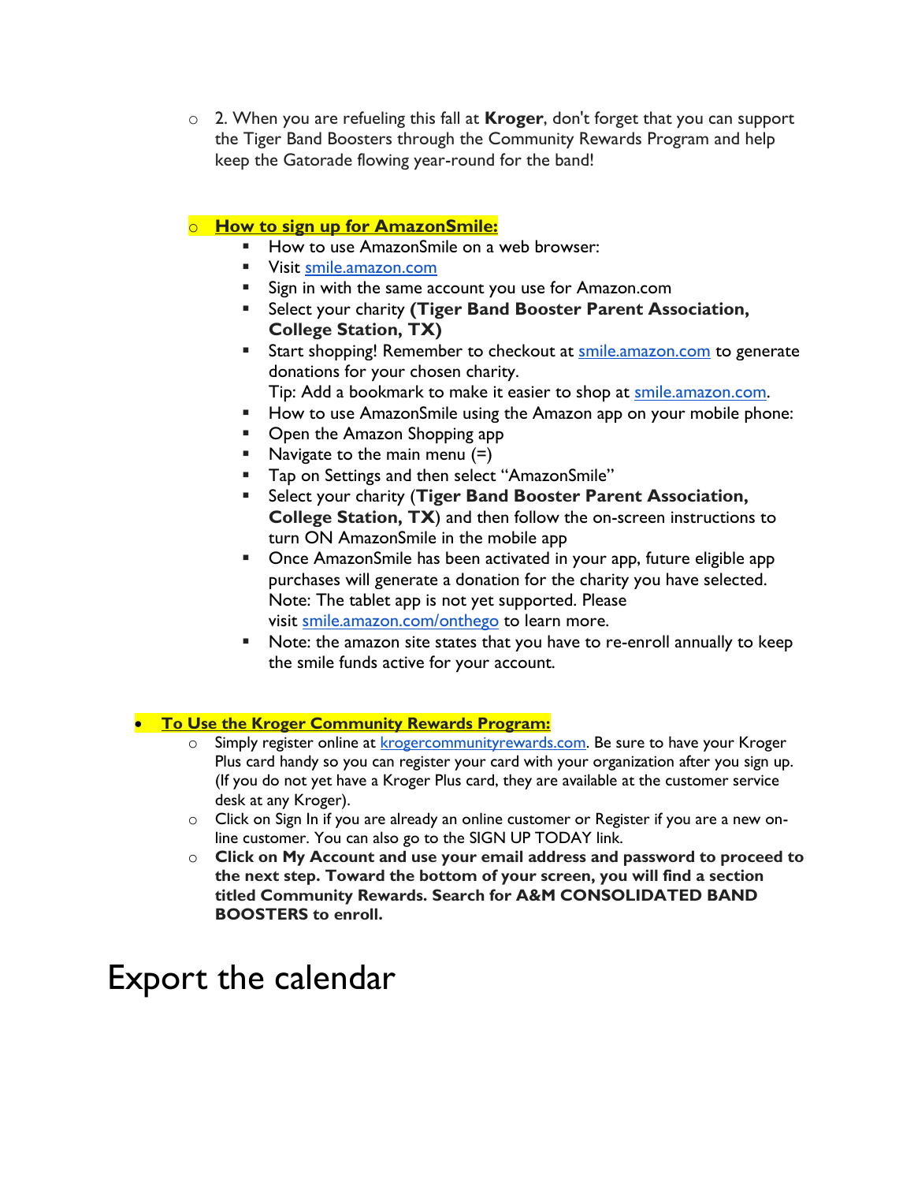- 2. When you are refueling this fall at **Kroger**, don't forget that you can support the Tiger Band Boosters through the Community Rewards Program and help keep the Gatorade flowing year-round for the band!

- **How to sign up for AmazonSmile:**
  - How to use AmazonSmile on a web browser:
  - Visit [smile.amazon.com](smile.amazon.com)
  - Sign in with the same account you use for Amazon.com
  - Select your charity **(Tiger Band Booster Parent Association, College Station, TX)**
  - Start shopping! Remember to checkout at [smile.amazon.com](smile.amazon.com) to generate donations for your chosen charity.
    Tip: Add a bookmark to make it easier to shop at [smile.amazon.com](smile.amazon.com).
  - How to use AmazonSmile using the Amazon app on your mobile phone:
  - Open the Amazon Shopping app
  - Navigate to the main menu (=)
  - Tap on Settings and then select "AmazonSmile"
  - Select your charity (**Tiger Band Booster Parent Association, College Station, TX**) and then follow the on-screen instructions to turn ON AmazonSmile in the mobile app
  - Once AmazonSmile has been activated in your app, future eligible app purchases will generate a donation for the charity you have selected.
    Note: The tablet app is not yet supported. Please visit [smile.amazon.com/onthego](smile.amazon.com/onthego) to learn more.
  - Note: the amazon site states that you have to re-enroll annually to keep the smile funds active for your account.

- **To Use the Kroger Community Rewards Program:**
  - Simply register online at [krogercommunityrewards.com](krogercommunityrewards.com). Be sure to have your Kroger Plus card handy so you can register your card with your organization after you sign up. (If you do not yet have a Kroger Plus card, they are available at the customer service desk at any Kroger).
  - Click on Sign In if you are already an online customer or Register if you are a new on-line customer. You can also go to the SIGN UP TODAY link.
  - **Click on My Account and use your email address and password to proceed to the next step. Toward the bottom of your screen, you will find a section titled Community Rewards. Search for A&M CONSOLIDATED BAND BOOSTERS to enroll.**

# Export the calendar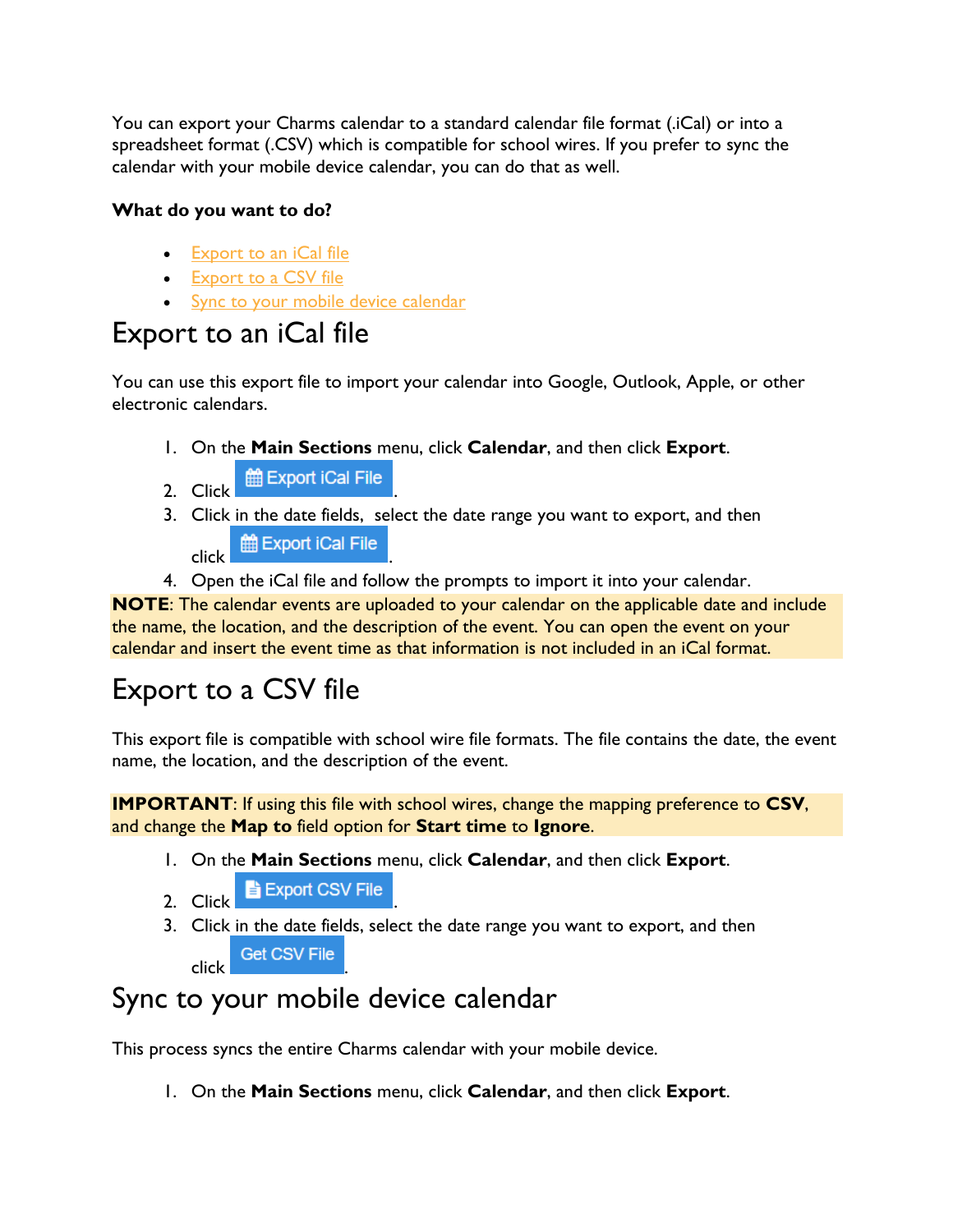You can export your Charms calendar to a standard calendar file format (.iCal) or into a spreadsheet format (.CSV) which is compatible for school wires. If you prefer to sync the calendar with your mobile device calendar, you can do that as well.

**What do you want to do?**

- Export to an iCal file
- Export to a CSV file
- Sync to your mobile device calendar

# Export to an iCal file

You can use this export file to import your calendar into Google, Outlook, Apple, or other electronic calendars.

1. On the **Main Sections** menu, click **Calendar**, and then click **Export**.
2. Click Export iCal File.
3. Click in the date fields, select the date range you want to export, and then click Export iCal File.
4. Open the iCal file and follow the prompts to import it into your calendar.

**NOTE**: The calendar events are uploaded to your calendar on the applicable date and include the name, the location, and the description of the event. You can open the event on your calendar and insert the event time as that information is not included in an iCal format.

# Export to a CSV file

This export file is compatible with school wire file formats. The file contains the date, the event name, the location, and the description of the event.

**IMPORTANT**: If using this file with school wires, change the mapping preference to **CSV**, and change the **Map to** field option for **Start time** to **Ignore**.

1. On the **Main Sections** menu, click **Calendar**, and then click **Export**.
2. Click Export CSV File.
3. Click in the date fields, select the date range you want to export, and then click Get CSV File.

# Sync to your mobile device calendar

This process syncs the entire Charms calendar with your mobile device.

1. On the **Main Sections** menu, click **Calendar**, and then click **Export**.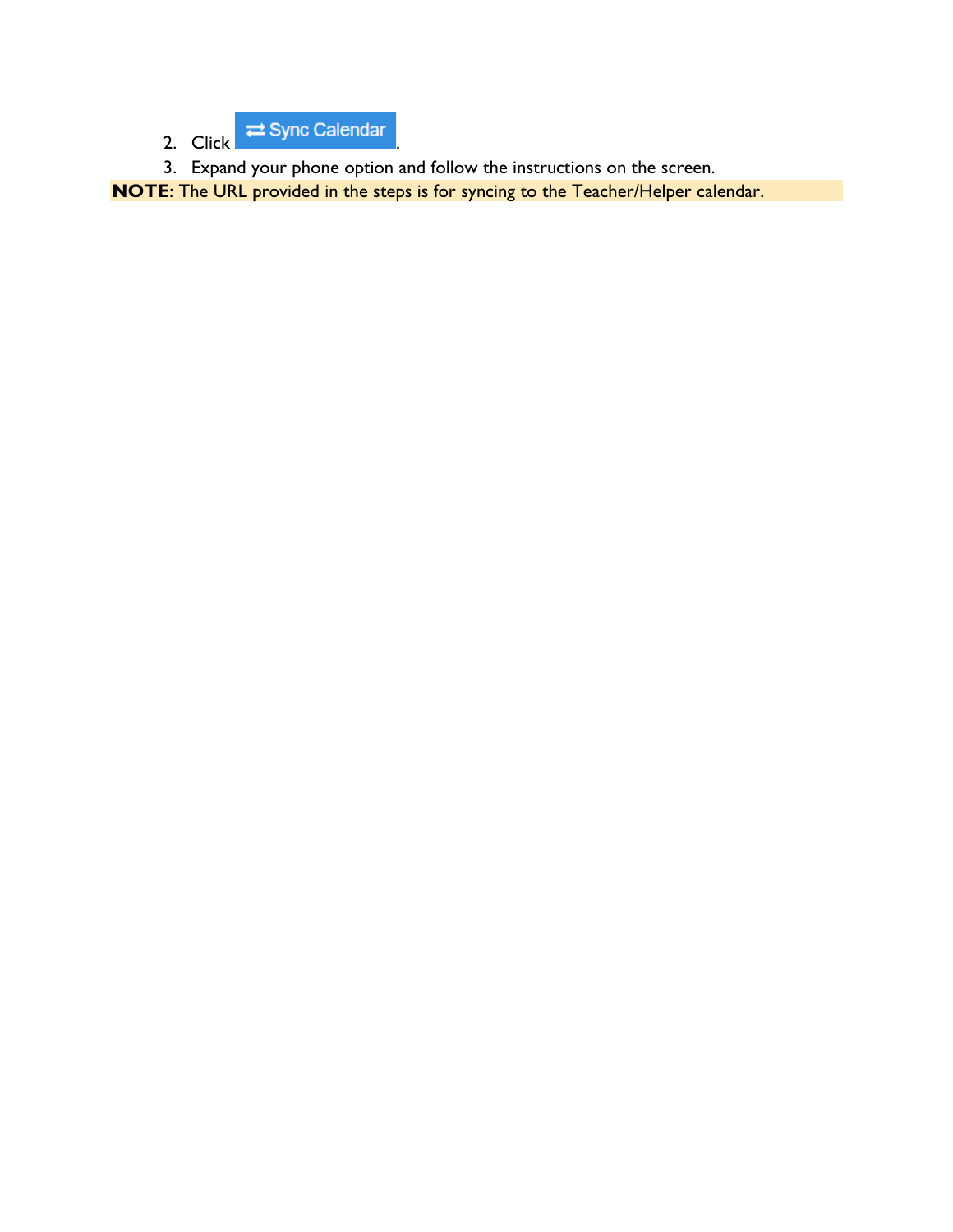2. Click ⇄ Sync Calendar.
3. Expand your phone option and follow the instructions on the screen.

**NOTE**: The URL provided in the steps is for syncing to the Teacher/Helper calendar.